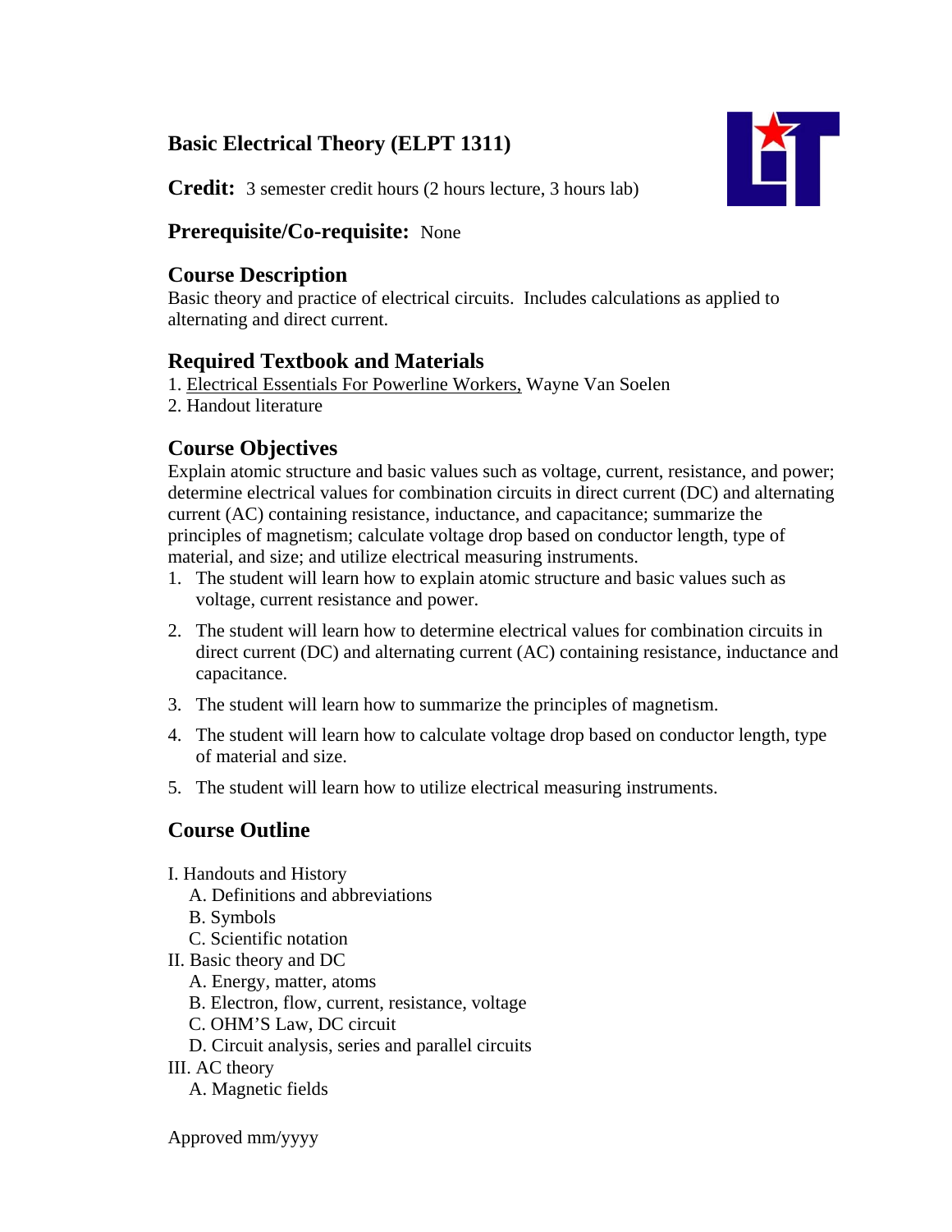# Basic Electrical Theory (ELPT 1311)

**Credit:** 3 semester credit hours (2 hours lecture, 3 hours lab)

## Prerequisite/Co-requisite: None

## Course Description

Basic theory and practice of electrical circuits. Includes calculations as applied to alternating and direct current.

## Required Textbook and Materials

1. Electrical Essentials For Powerline Workers, Wayne Van Soelen
2. Handout literature

## Course Objectives

Explain atomic structure and basic values such as voltage, current, resistance, and power; determine electrical values for combination circuits in direct current (DC) and alternating current (AC) containing resistance, inductance, and capacitance; summarize the principles of magnetism; calculate voltage drop based on conductor length, type of material, and size; and utilize electrical measuring instruments.

1. The student will learn how to explain atomic structure and basic values such as voltage, current resistance and power.
2. The student will learn how to determine electrical values for combination circuits in direct current (DC) and alternating current (AC) containing resistance, inductance and capacitance.
3. The student will learn how to summarize the principles of magnetism.
4. The student will learn how to calculate voltage drop based on conductor length, type of material and size.
5. The student will learn how to utilize electrical measuring instruments.

## Course Outline

I. Handouts and History
   A. Definitions and abbreviations
   B. Symbols
   C. Scientific notation
II. Basic theory and DC
   A. Energy, matter, atoms
   B. Electron, flow, current, resistance, voltage
   C. OHM'S Law, DC circuit
   D. Circuit analysis, series and parallel circuits
III. AC theory
   A. Magnetic fields

Approved mm/yyyy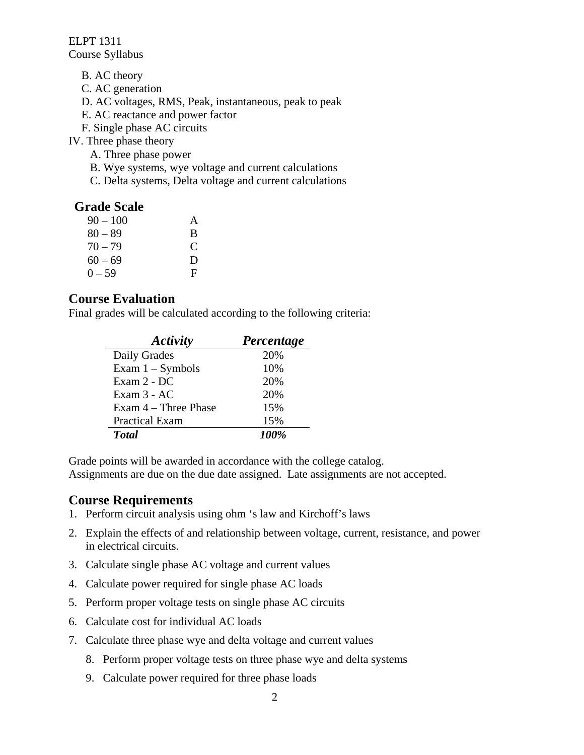B. AC theory
C. AC generation
D. AC voltages, RMS, Peak, instantaneous, peak to peak
E. AC reactance and power factor
F. Single phase AC circuits

IV. Three phase theory
A. Three phase power
B. Wye systems, wye voltage and current calculations
C. Delta systems, Delta voltage and current calculations

## Grade Scale

| | |
|---|---|
| 90 – 100 | A |
| 80 – 89 | B |
| 70 – 79 | C |
| 60 – 69 | D |
| 0 – 59 | F |

## Course Evaluation

Final grades will be calculated according to the following criteria:

| *Activity* | *Percentage* |
|---|---|
| Daily Grades | 20% |
| Exam 1 – Symbols | 10% |
| Exam 2 - DC | 20% |
| Exam 3 - AC | 20% |
| Exam 4 – Three Phase | 15% |
| Practical Exam | 15% |
| ***Total*** | ***100%*** |

Grade points will be awarded in accordance with the college catalog.
Assignments are due on the due date assigned. Late assignments are not accepted.

## Course Requirements

1. Perform circuit analysis using ohm 's law and Kirchoff's laws
2. Explain the effects of and relationship between voltage, current, resistance, and power in electrical circuits.
3. Calculate single phase AC voltage and current values
4. Calculate power required for single phase AC loads
5. Perform proper voltage tests on single phase AC circuits
6. Calculate cost for individual AC loads
7. Calculate three phase wye and delta voltage and current values
8. Perform proper voltage tests on three phase wye and delta systems
9. Calculate power required for three phase loads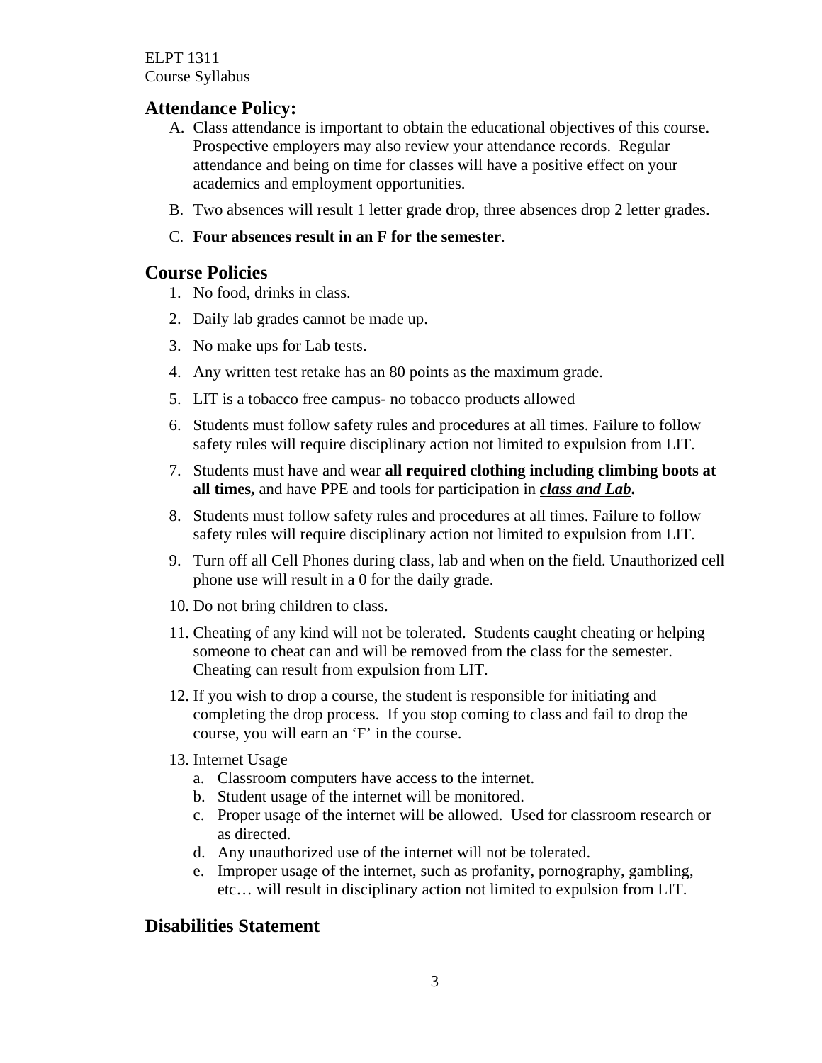## Attendance Policy:

A. Class attendance is important to obtain the educational objectives of this course. Prospective employers may also review your attendance records. Regular attendance and being on time for classes will have a positive effect on your academics and employment opportunities.

B. Two absences will result 1 letter grade drop, three absences drop 2 letter grades.

C. **Four absences result in an F for the semester**.

## Course Policies

1. No food, drinks in class.
2. Daily lab grades cannot be made up.
3. No make ups for Lab tests.
4. Any written test retake has an 80 points as the maximum grade.
5. LIT is a tobacco free campus- no tobacco products allowed
6. Students must follow safety rules and procedures at all times. Failure to follow safety rules will require disciplinary action not limited to expulsion from LIT.
7. Students must have and wear **all required clothing including climbing boots at all times,** and have PPE and tools for participation in ***<u>class and Lab</u>*****.**
8. Students must follow safety rules and procedures at all times. Failure to follow safety rules will require disciplinary action not limited to expulsion from LIT.
9. Turn off all Cell Phones during class, lab and when on the field. Unauthorized cell phone use will result in a 0 for the daily grade.
10. Do not bring children to class.
11. Cheating of any kind will not be tolerated. Students caught cheating or helping someone to cheat can and will be removed from the class for the semester. Cheating can result from expulsion from LIT.
12. If you wish to drop a course, the student is responsible for initiating and completing the drop process. If you stop coming to class and fail to drop the course, you will earn an 'F' in the course.
13. Internet Usage
    a. Classroom computers have access to the internet.
    b. Student usage of the internet will be monitored.
    c. Proper usage of the internet will be allowed. Used for classroom research or as directed.
    d. Any unauthorized use of the internet will not be tolerated.
    e. Improper usage of the internet, such as profanity, pornography, gambling, etc… will result in disciplinary action not limited to expulsion from LIT.

## Disabilities Statement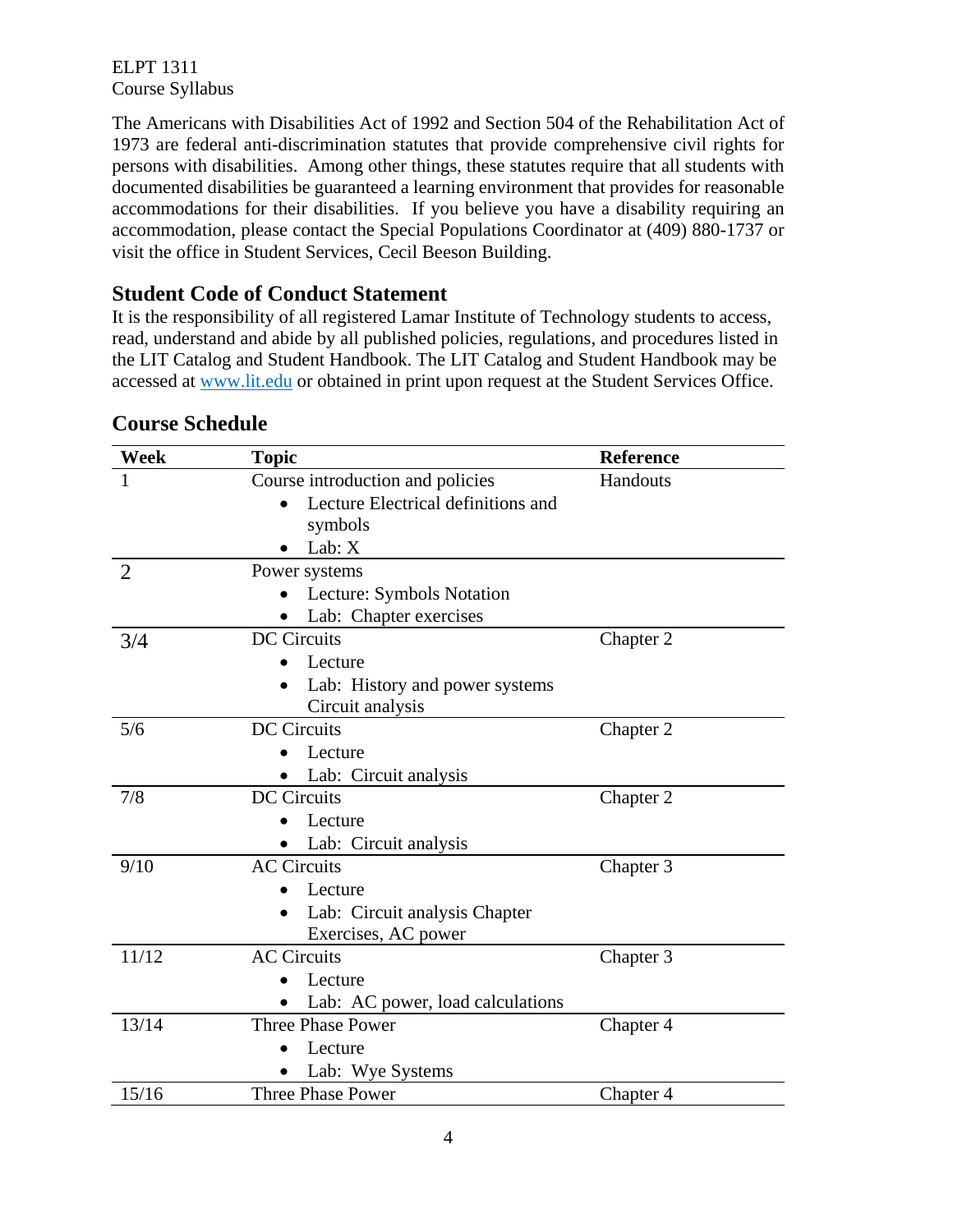The Americans with Disabilities Act of 1992 and Section 504 of the Rehabilitation Act of 1973 are federal anti-discrimination statutes that provide comprehensive civil rights for persons with disabilities. Among other things, these statutes require that all students with documented disabilities be guaranteed a learning environment that provides for reasonable accommodations for their disabilities. If you believe you have a disability requiring an accommodation, please contact the Special Populations Coordinator at (409) 880-1737 or visit the office in Student Services, Cecil Beeson Building.

## Student Code of Conduct Statement

It is the responsibility of all registered Lamar Institute of Technology students to access, read, understand and abide by all published policies, regulations, and procedures listed in the LIT Catalog and Student Handbook. The LIT Catalog and Student Handbook may be accessed at www.lit.edu or obtained in print upon request at the Student Services Office.

## Course Schedule

| Week | Topic | Reference |
|---|---|---|
| 1 | Course introduction and policies<br>• Lecture Electrical definitions and symbols<br>• Lab: X | Handouts |
| 2 | Power systems<br>• Lecture: Symbols Notation<br>• Lab: Chapter exercises | |
| 3/4 | DC Circuits<br>• Lecture<br>• Lab: History and power systems Circuit analysis | Chapter 2 |
| 5/6 | DC Circuits<br>• Lecture<br>• Lab: Circuit analysis | Chapter 2 |
| 7/8 | DC Circuits<br>• Lecture<br>• Lab: Circuit analysis | Chapter 2 |
| 9/10 | AC Circuits<br>• Lecture<br>• Lab: Circuit analysis Chapter Exercises, AC power | Chapter 3 |
| 11/12 | AC Circuits<br>• Lecture<br>• Lab: AC power, load calculations | Chapter 3 |
| 13/14 | Three Phase Power<br>• Lecture<br>• Lab: Wye Systems | Chapter 4 |
| 15/16 | Three Phase Power | Chapter 4 |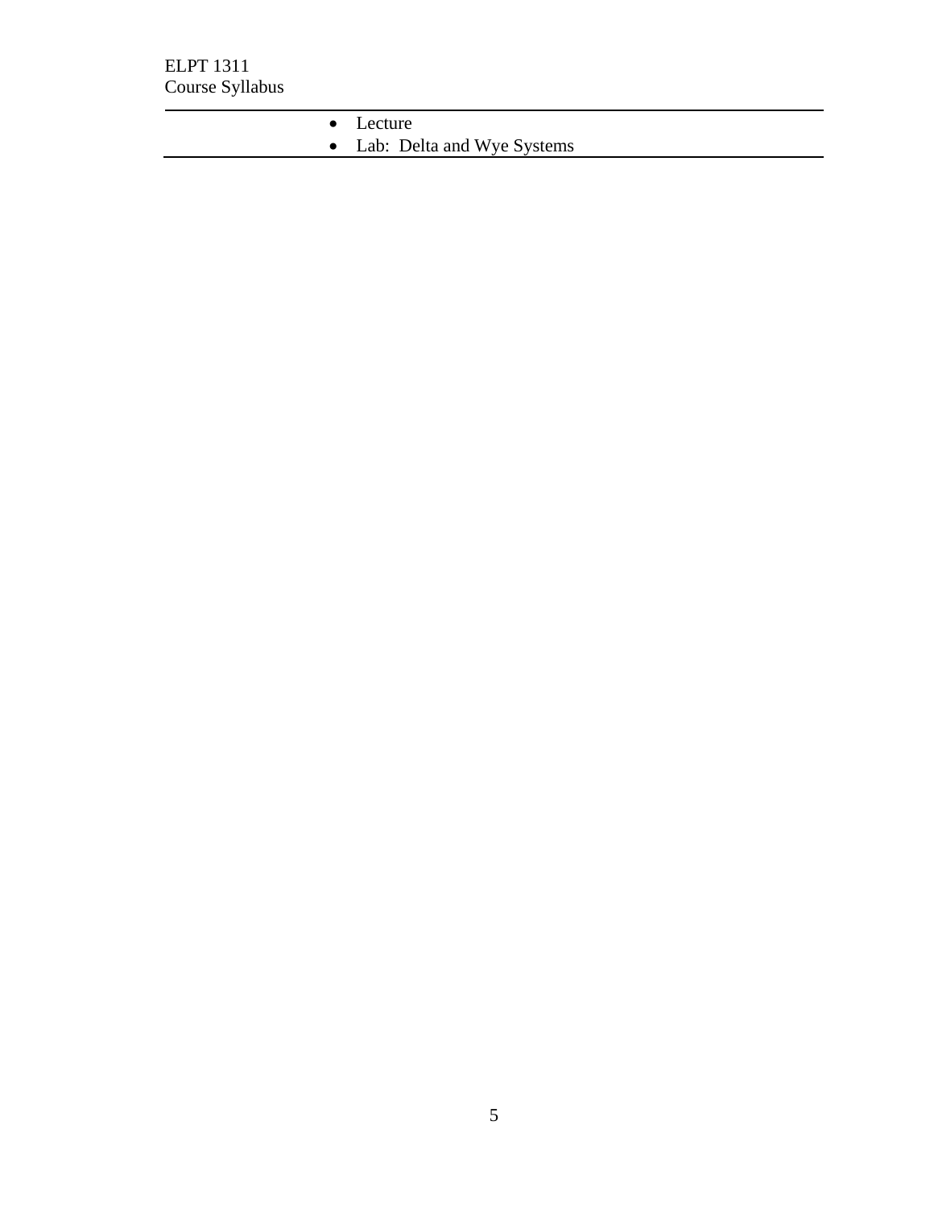| | |
|---|---|
| | • Lecture<br>• Lab: Delta and Wye Systems |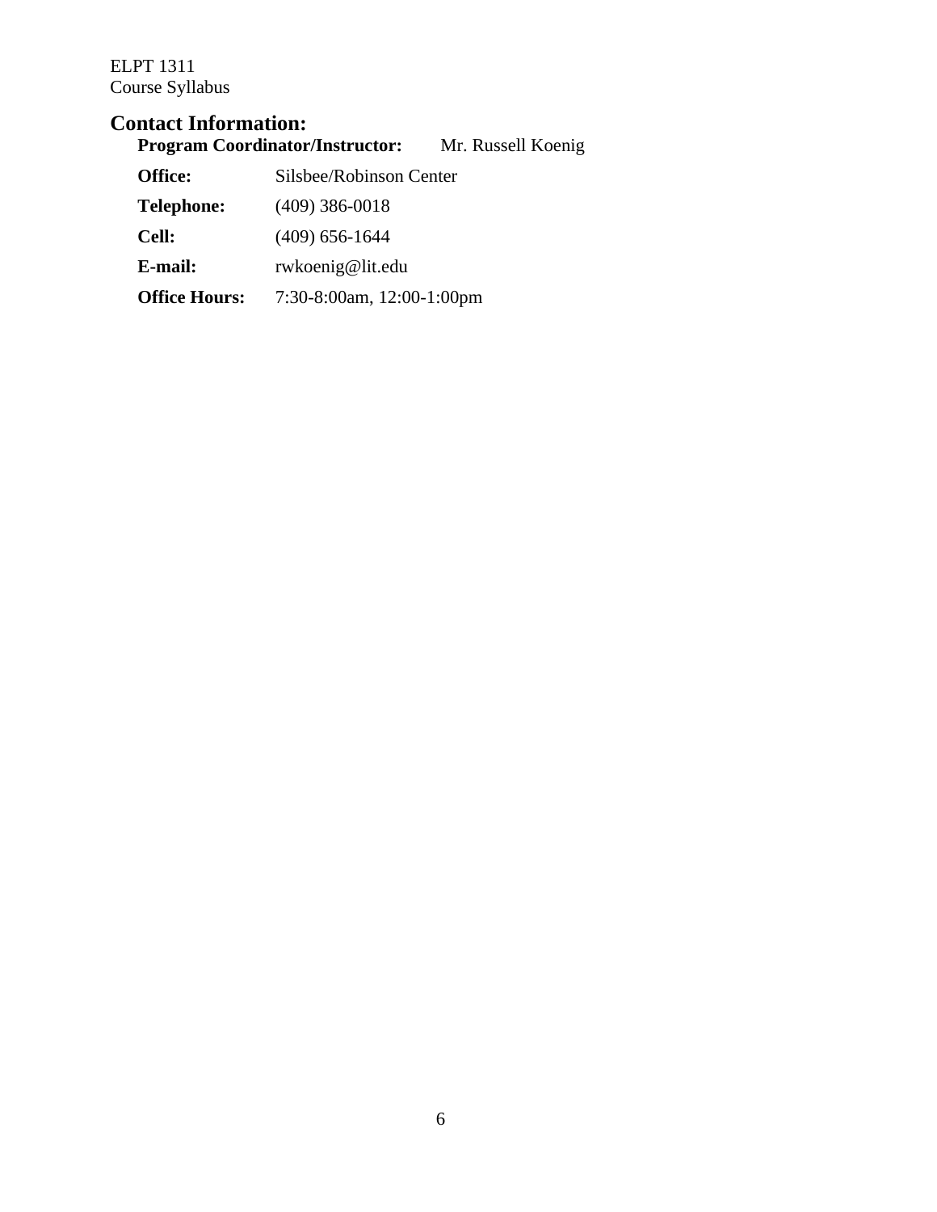## Contact Information:

**Program Coordinator/Instructor:** Mr. Russell Koenig

| | |
|---|---|
| **Office:** | Silsbee/Robinson Center |
| **Telephone:** | (409) 386-0018 |
| **Cell:** | (409) 656-1644 |
| **E-mail:** | rwkoenig@lit.edu |
| **Office Hours:** | 7:30-8:00am, 12:00-1:00pm |